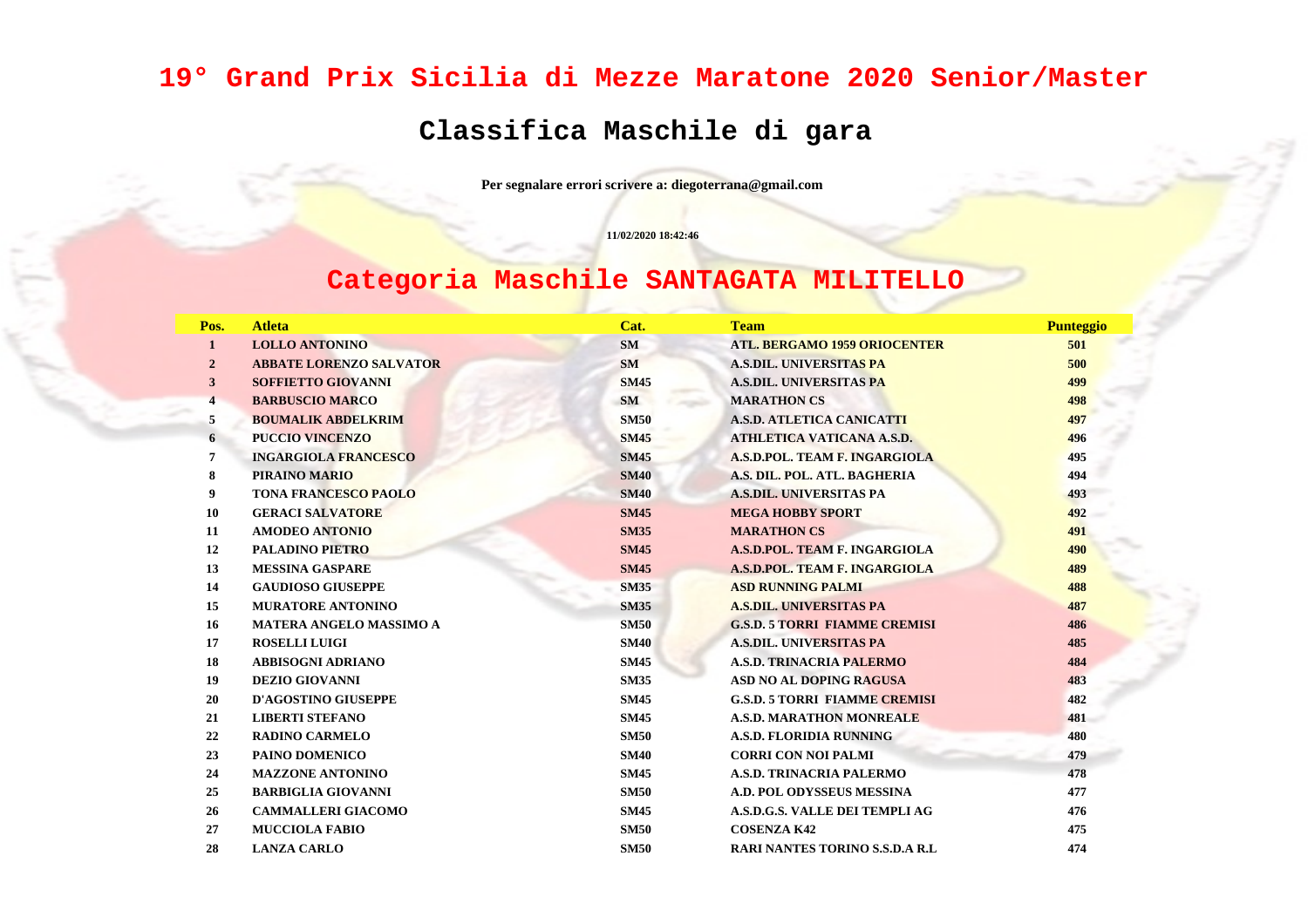# 19° Grand Prix Sicilia di Mezze Maratone 2020 Senior/Master

## Classifica Maschile di gara

**Per segnalare errori scrivere a: diegoterrana@gmail.com**

**11/02/2020 18:42:46**

## Categoria Maschile SANTAGATA MILITELLO

| Pos. | Atleta | Cat. | Team | Punteggio |
|---|---|---|---|---|
| 1 | LOLLO ANTONINO | SM | ATL. BERGAMO 1959 ORIOCENTER | 501 |
| 2 | ABBATE LORENZO SALVATOR | SM | A.S.DIL. UNIVERSITAS PA | 500 |
| 3 | SOFFIETTO GIOVANNI | SM45 | A.S.DIL. UNIVERSITAS PA | 499 |
| 4 | BARBUSCIO MARCO | SM | MARATHON CS | 498 |
| 5 | BOUMALIK ABDELKRIM | SM50 | A.S.D. ATLETICA CANICATTI | 497 |
| 6 | PUCCIO VINCENZO | SM45 | ATHLETICA VATICANA A.S.D. | 496 |
| 7 | INGARGIOLA FRANCESCO | SM45 | A.S.D.POL. TEAM F. INGARGIOLA | 495 |
| 8 | PIRAINO MARIO | SM40 | A.S. DIL. POL. ATL. BAGHERIA | 494 |
| 9 | TONA FRANCESCO PAOLO | SM40 | A.S.DIL. UNIVERSITAS PA | 493 |
| 10 | GERACI SALVATORE | SM45 | MEGA HOBBY SPORT | 492 |
| 11 | AMODEO ANTONIO | SM35 | MARATHON CS | 491 |
| 12 | PALADINO PIETRO | SM45 | A.S.D.POL. TEAM F. INGARGIOLA | 490 |
| 13 | MESSINA GASPARE | SM45 | A.S.D.POL. TEAM F. INGARGIOLA | 489 |
| 14 | GAUDIOSO GIUSEPPE | SM35 | ASD RUNNING PALMI | 488 |
| 15 | MURATORE ANTONINO | SM35 | A.S.DIL. UNIVERSITAS PA | 487 |
| 16 | MATERA ANGELO MASSIMO A | SM50 | G.S.D. 5 TORRI FIAMME CREMISI | 486 |
| 17 | ROSELLI LUIGI | SM40 | A.S.DIL. UNIVERSITAS PA | 485 |
| 18 | ABBISOGNI ADRIANO | SM45 | A.S.D. TRINACRIA PALERMO | 484 |
| 19 | DEZIO GIOVANNI | SM35 | ASD NO AL DOPING RAGUSA | 483 |
| 20 | D'AGOSTINO GIUSEPPE | SM45 | G.S.D. 5 TORRI FIAMME CREMISI | 482 |
| 21 | LIBERTI STEFANO | SM45 | A.S.D. MARATHON MONREALE | 481 |
| 22 | RADINO CARMELO | SM50 | A.S.D. FLORIDIA RUNNING | 480 |
| 23 | PAINO DOMENICO | SM40 | CORRI CON NOI PALMI | 479 |
| 24 | MAZZONE ANTONINO | SM45 | A.S.D. TRINACRIA PALERMO | 478 |
| 25 | BARBIGLIA GIOVANNI | SM50 | A.D. POL ODYSSEUS MESSINA | 477 |
| 26 | CAMMALLERI GIACOMO | SM45 | A.S.D.G.S. VALLE DEI TEMPLI AG | 476 |
| 27 | MUCCIOLA FABIO | SM50 | COSENZA K42 | 475 |
| 28 | LANZA CARLO | SM50 | RARI NANTES TORINO S.S.D.A R.L | 474 |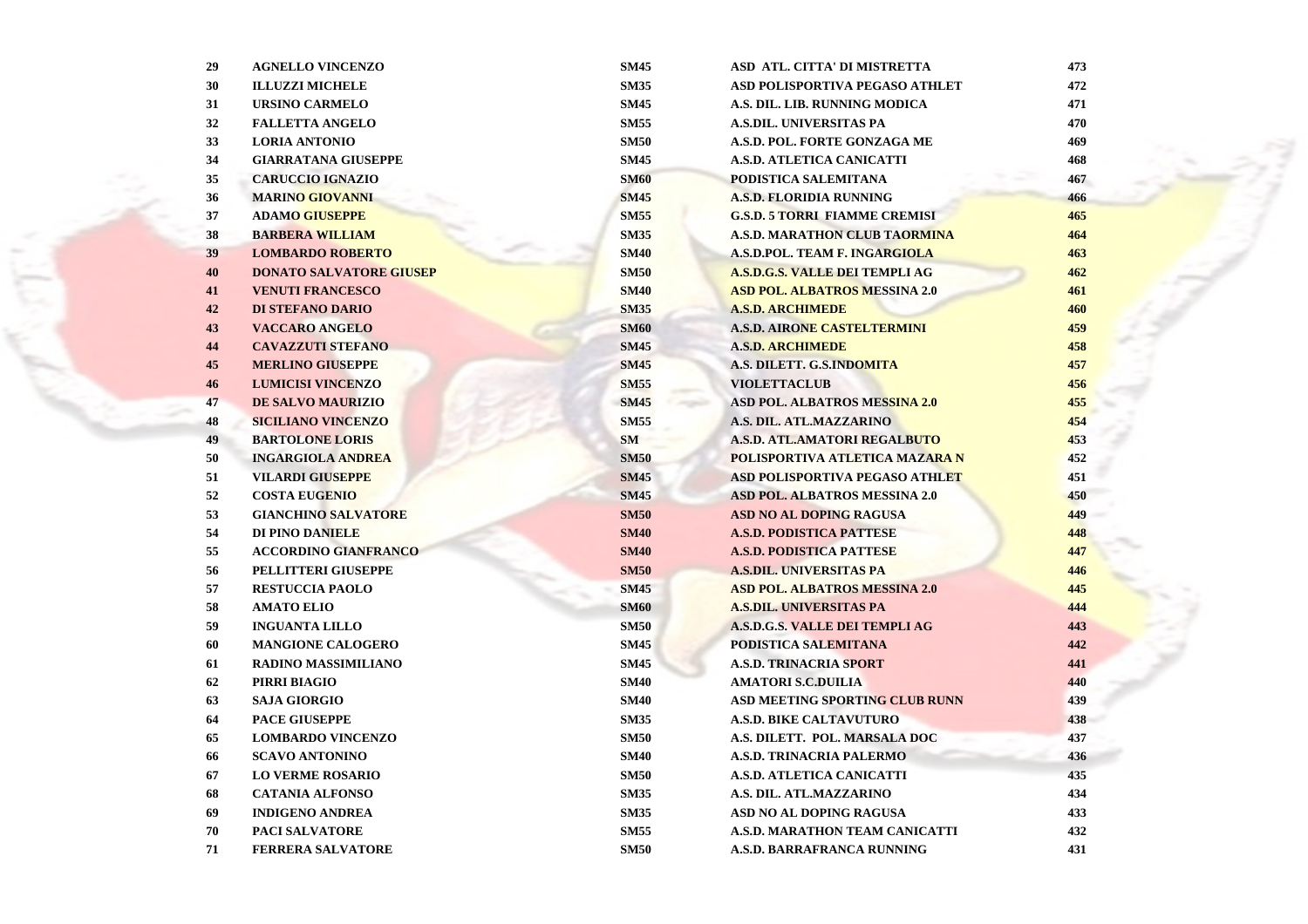| | | | | |
|---|---|---|---|---|
| 29 | AGNELLO VINCENZO | SM45 | ASD ATL. CITTA' DI MISTRETTA | 473 |
| 30 | ILLUZZI MICHELE | SM35 | ASD POLISPORTIVA PEGASO ATHLET | 472 |
| 31 | URSINO CARMELO | SM45 | A.S. DIL. LIB. RUNNING MODICA | 471 |
| 32 | FALLETTA ANGELO | SM55 | A.S.DIL. UNIVERSITAS PA | 470 |
| 33 | LORIA ANTONIO | SM50 | A.S.D. POL. FORTE GONZAGA ME | 469 |
| 34 | GIARRATANA GIUSEPPE | SM45 | A.S.D. ATLETICA CANICATTI | 468 |
| 35 | CARUCCIO IGNAZIO | SM60 | PODISTICA SALEMITANA | 467 |
| 36 | MARINO GIOVANNI | SM45 | A.S.D. FLORIDIA RUNNING | 466 |
| 37 | ADAMO GIUSEPPE | SM55 | G.S.D. 5 TORRI FIAMME CREMISI | 465 |
| 38 | BARBERA WILLIAM | SM35 | A.S.D. MARATHON CLUB TAORMINA | 464 |
| 39 | LOMBARDO ROBERTO | SM40 | A.S.D.POL. TEAM F. INGARGIOLA | 463 |
| 40 | DONATO SALVATORE GIUSEP | SM50 | A.S.D.G.S. VALLE DEI TEMPLI AG | 462 |
| 41 | VENUTI FRANCESCO | SM40 | ASD POL. ALBATROS MESSINA 2.0 | 461 |
| 42 | DI STEFANO DARIO | SM35 | A.S.D. ARCHIMEDE | 460 |
| 43 | VACCARO ANGELO | SM60 | A.S.D. AIRONE CASTELTERMINI | 459 |
| 44 | CAVAZZUTI STEFANO | SM45 | A.S.D. ARCHIMEDE | 458 |
| 45 | MERLINO GIUSEPPE | SM45 | A.S. DILETT. G.S.INDOMITA | 457 |
| 46 | LUMICISI VINCENZO | SM55 | VIOLETTACLUB | 456 |
| 47 | DE SALVO MAURIZIO | SM45 | ASD POL. ALBATROS MESSINA 2.0 | 455 |
| 48 | SICILIANO VINCENZO | SM55 | A.S. DIL. ATL.MAZZARINO | 454 |
| 49 | BARTOLONE LORIS | SM | A.S.D. ATL.AMATORI REGALBUTO | 453 |
| 50 | INGARGIOLA ANDREA | SM50 | POLISPORTIVA ATLETICA MAZARA N | 452 |
| 51 | VILARDI GIUSEPPE | SM45 | ASD POLISPORTIVA PEGASO ATHLET | 451 |
| 52 | COSTA EUGENIO | SM45 | ASD POL. ALBATROS MESSINA 2.0 | 450 |
| 53 | GIANCHINO SALVATORE | SM50 | ASD NO AL DOPING RAGUSA | 449 |
| 54 | DI PINO DANIELE | SM40 | A.S.D. PODISTICA PATTESE | 448 |
| 55 | ACCORDINO GIANFRANCO | SM40 | A.S.D. PODISTICA PATTESE | 447 |
| 56 | PELLITTERI GIUSEPPE | SM50 | A.S.DIL. UNIVERSITAS PA | 446 |
| 57 | RESTUCCIA PAOLO | SM45 | ASD POL. ALBATROS MESSINA 2.0 | 445 |
| 58 | AMATO ELIO | SM60 | A.S.DIL. UNIVERSITAS PA | 444 |
| 59 | INGUANTA LILLO | SM50 | A.S.D.G.S. VALLE DEI TEMPLI AG | 443 |
| 60 | MANGIONE CALOGERO | SM45 | PODISTICA SALEMITANA | 442 |
| 61 | RADINO MASSIMILIANO | SM45 | A.S.D. TRINACRIA SPORT | 441 |
| 62 | PIRRI BIAGIO | SM40 | AMATORI S.C.DUILIA | 440 |
| 63 | SAJA GIORGIO | SM40 | ASD MEETING SPORTING CLUB RUNN | 439 |
| 64 | PACE GIUSEPPE | SM35 | A.S.D. BIKE CALTAVUTURO | 438 |
| 65 | LOMBARDO VINCENZO | SM50 | A.S. DILETT. POL. MARSALA DOC | 437 |
| 66 | SCAVO ANTONINO | SM40 | A.S.D. TRINACRIA PALERMO | 436 |
| 67 | LO VERME ROSARIO | SM50 | A.S.D. ATLETICA CANICATTI | 435 |
| 68 | CATANIA ALFONSO | SM35 | A.S. DIL. ATL.MAZZARINO | 434 |
| 69 | INDIGENO ANDREA | SM35 | ASD NO AL DOPING RAGUSA | 433 |
| 70 | PACI SALVATORE | SM55 | A.S.D. MARATHON TEAM CANICATTI | 432 |
| 71 | FERRERA SALVATORE | SM50 | A.S.D. BARRAFRANCA RUNNING | 431 |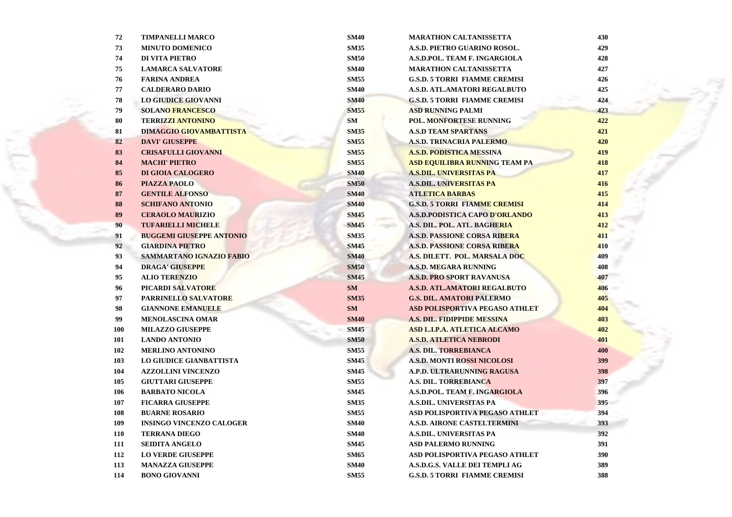| | | | | |
|---|---|---|---|---|
| 72 | TIMPANELLI MARCO | SM40 | MARATHON CALTANISSETTA | 430 |
| 73 | MINUTO DOMENICO | SM35 | A.S.D. PIETRO GUARINO ROSOL. | 429 |
| 74 | DI VITA PIETRO | SM50 | A.S.D.POL. TEAM F. INGARGIOLA | 428 |
| 75 | LAMARCA SALVATORE | SM40 | MARATHON CALTANISSETTA | 427 |
| 76 | FARINA ANDREA | SM55 | G.S.D. 5 TORRI FIAMME CREMISI | 426 |
| 77 | CALDERARO DARIO | SM40 | A.S.D. ATL.AMATORI REGALBUTO | 425 |
| 78 | LO GIUDICE GIOVANNI | SM40 | G.S.D. 5 TORRI FIAMME CREMISI | 424 |
| 79 | SOLANO FRANCESCO | SM55 | ASD RUNNING PALMI | 423 |
| 80 | TERRIZZI ANTONINO | SM | POL. MONFORTESE RUNNING | 422 |
| 81 | DIMAGGIO GIOVAMBATTISTA | SM35 | A.S.D TEAM SPARTANS | 421 |
| 82 | DAVI' GIUSEPPE | SM55 | A.S.D. TRINACRIA PALERMO | 420 |
| 83 | CRISAFULLI GIOVANNI | SM55 | A.S.D. PODISTICA MESSINA | 419 |
| 84 | MACHI' PIETRO | SM55 | ASD EQUILIBRA RUNNING TEAM PA | 418 |
| 85 | DI GIOIA CALOGERO | SM40 | A.S.DIL. UNIVERSITAS PA | 417 |
| 86 | PIAZZA PAOLO | SM50 | A.S.DIL. UNIVERSITAS PA | 416 |
| 87 | GENTILE ALFONSO | SM40 | ATLETICA BARBAS | 415 |
| 88 | SCHIFANO ANTONIO | SM40 | G.S.D. 5 TORRI FIAMME CREMISI | 414 |
| 89 | CERAOLO MAURIZIO | SM45 | A.S.D.PODISTICA CAPO D'ORLANDO | 413 |
| 90 | TUFARIELLI MICHELE | SM45 | A.S. DIL. POL. ATL. BAGHERIA | 412 |
| 91 | BUGGEMI GIUSEPPE ANTONIO | SM35 | A.S.D. PASSIONE CORSA RIBERA | 411 |
| 92 | GIARDINA PIETRO | SM45 | A.S.D. PASSIONE CORSA RIBERA | 410 |
| 93 | SAMMARTANO IGNAZIO FABIO | SM40 | A.S. DILETT. POL. MARSALA DOC | 409 |
| 94 | DRAGA' GIUSEPPE | SM50 | A.S.D. MEGARA RUNNING | 408 |
| 95 | ALIO TERENZIO | SM45 | A.S.D. PRO SPORT RAVANUSA | 407 |
| 96 | PICARDI SALVATORE | SM | A.S.D. ATL.AMATORI REGALBUTO | 406 |
| 97 | PARRINELLO SALVATORE | SM35 | G.S. DIL. AMATORI PALERMO | 405 |
| 98 | GIANNONE EMANUELE | SM | ASD POLISPORTIVA PEGASO ATHLET | 404 |
| 99 | MENOLASCINA OMAR | SM40 | A.S. DIL. FIDIPPIDE MESSINA | 403 |
| 100 | MILAZZO GIUSEPPE | SM45 | ASD L.I.P.A. ATLETICA ALCAMO | 402 |
| 101 | LANDO ANTONIO | SM50 | A.S.D. ATLETICA NEBRODI | 401 |
| 102 | MERLINO ANTONINO | SM55 | A.S. DIL. TORREBIANCA | 400 |
| 103 | LO GIUDICE GIANBATTISTA | SM45 | A.S.D. MONTI ROSSI NICOLOSI | 399 |
| 104 | AZZOLLINI VINCENZO | SM45 | A.P.D. ULTRARUNNING RAGUSA | 398 |
| 105 | GIUTTARI GIUSEPPE | SM55 | A.S. DIL. TORREBIANCA | 397 |
| 106 | BARBATO NICOLA | SM45 | A.S.D.POL. TEAM F. INGARGIOLA | 396 |
| 107 | FICARRA GIUSEPPE | SM35 | A.S.DIL. UNIVERSITAS PA | 395 |
| 108 | BUARNE ROSARIO | SM55 | ASD POLISPORTIVA PEGASO ATHLET | 394 |
| 109 | INSINGO VINCENZO CALOGER | SM40 | A.S.D. AIRONE CASTELTERMINI | 393 |
| 110 | TERRANA DIEGO | SM40 | A.S.DIL. UNIVERSITAS PA | 392 |
| 111 | SEIDITA ANGELO | SM45 | ASD PALERMO RUNNING | 391 |
| 112 | LO VERDE GIUSEPPE | SM65 | ASD POLISPORTIVA PEGASO ATHLET | 390 |
| 113 | MANAZZA GIUSEPPE | SM40 | A.S.D.G.S. VALLE DEI TEMPLI AG | 389 |
| 114 | BONO GIOVANNI | SM55 | G.S.D. 5 TORRI FIAMME CREMISI | 388 |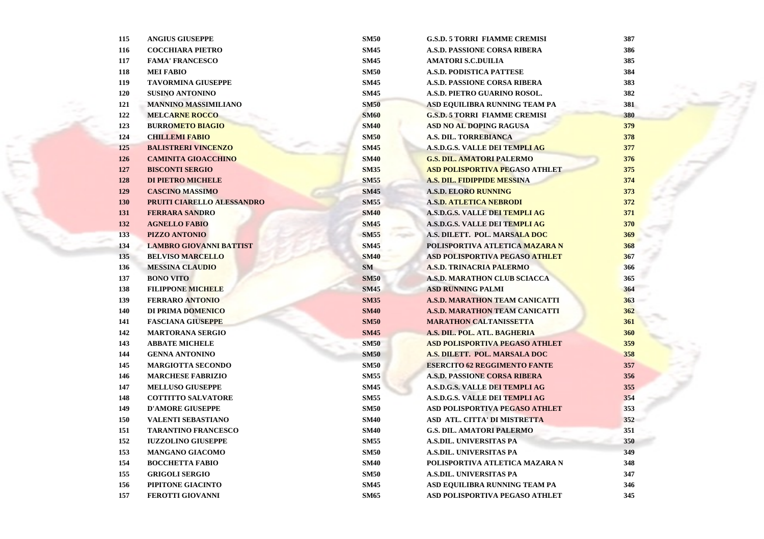| | | | | |
|---|---|---|---|---|
| 115 | ANGIUS GIUSEPPE | SM50 | G.S.D. 5 TORRI FIAMME CREMISI | 387 |
| 116 | COCCHIARA PIETRO | SM45 | A.S.D. PASSIONE CORSA RIBERA | 386 |
| 117 | FAMA' FRANCESCO | SM45 | AMATORI S.C.DUILIA | 385 |
| 118 | MEI FABIO | SM50 | A.S.D. PODISTICA PATTESE | 384 |
| 119 | TAVORMINA GIUSEPPE | SM45 | A.S.D. PASSIONE CORSA RIBERA | 383 |
| 120 | SUSINO ANTONINO | SM45 | A.S.D. PIETRO GUARINO ROSOL. | 382 |
| 121 | MANNINO MASSIMILIANO | SM50 | ASD EQUILIBRA RUNNING TEAM PA | 381 |
| 122 | MELCARNE ROCCO | SM60 | G.S.D. 5 TORRI FIAMME CREMISI | 380 |
| 123 | BURROMETO BIAGIO | SM40 | ASD NO AL DOPING RAGUSA | 379 |
| 124 | CHILLEMI FABIO | SM50 | A.S. DIL. TORREBIANCA | 378 |
| 125 | BALISTRERI VINCENZO | SM45 | A.S.D.G.S. VALLE DEI TEMPLI AG | 377 |
| 126 | CAMINITA GIOACCHINO | SM40 | G.S. DIL. AMATORI PALERMO | 376 |
| 127 | BISCONTI SERGIO | SM35 | ASD POLISPORTIVA PEGASO ATHLET | 375 |
| 128 | DI PIETRO MICHELE | SM55 | A.S. DIL. FIDIPPIDE MESSINA | 374 |
| 129 | CASCINO MASSIMO | SM45 | A.S.D. ELORO RUNNING | 373 |
| 130 | PRUITI CIARELLO ALESSANDRO | SM55 | A.S.D. ATLETICA NEBRODI | 372 |
| 131 | FERRARA SANDRO | SM40 | A.S.D.G.S. VALLE DEI TEMPLI AG | 371 |
| 132 | AGNELLO FABIO | SM45 | A.S.D.G.S. VALLE DEI TEMPLI AG | 370 |
| 133 | PIZZO ANTONIO | SM55 | A.S. DILETT. POL. MARSALA DOC | 369 |
| 134 | LAMBRO GIOVANNI BATTIST | SM45 | POLISPORTIVA ATLETICA MAZARA N | 368 |
| 135 | BELVISO MARCELLO | SM40 | ASD POLISPORTIVA PEGASO ATHLET | 367 |
| 136 | MESSINA CLAUDIO | SM | A.S.D. TRINACRIA PALERMO | 366 |
| 137 | BONO VITO | SM50 | A.S.D. MARATHON CLUB SCIACCA | 365 |
| 138 | FILIPPONE MICHELE | SM45 | ASD RUNNING PALMI | 364 |
| 139 | FERRARO ANTONIO | SM35 | A.S.D. MARATHON TEAM CANICATTI | 363 |
| 140 | DI PRIMA DOMENICO | SM40 | A.S.D. MARATHON TEAM CANICATTI | 362 |
| 141 | FASCIANA GIUSEPPE | SM50 | MARATHON CALTANISSETTA | 361 |
| 142 | MARTORANA SERGIO | SM45 | A.S. DIL. POL. ATL. BAGHERIA | 360 |
| 143 | ABBATE MICHELE | SM50 | ASD POLISPORTIVA PEGASO ATHLET | 359 |
| 144 | GENNA ANTONINO | SM50 | A.S. DILETT. POL. MARSALA DOC | 358 |
| 145 | MARGIOTTA SECONDO | SM50 | ESERCITO 62 REGGIMENTO FANTE | 357 |
| 146 | MARCHESE FABRIZIO | SM55 | A.S.D. PASSIONE CORSA RIBERA | 356 |
| 147 | MELLUSO GIUSEPPE | SM45 | A.S.D.G.S. VALLE DEI TEMPLI AG | 355 |
| 148 | COTTITTO SALVATORE | SM55 | A.S.D.G.S. VALLE DEI TEMPLI AG | 354 |
| 149 | D'AMORE GIUSEPPE | SM50 | ASD POLISPORTIVA PEGASO ATHLET | 353 |
| 150 | VALENTI SEBASTIANO | SM40 | ASD ATL. CITTA' DI MISTRETTA | 352 |
| 151 | TARANTINO FRANCESCO | SM40 | G.S. DIL. AMATORI PALERMO | 351 |
| 152 | IUZZOLINO GIUSEPPE | SM55 | A.S.DIL. UNIVERSITAS PA | 350 |
| 153 | MANGANO GIACOMO | SM50 | A.S.DIL. UNIVERSITAS PA | 349 |
| 154 | BOCCHETTA FABIO | SM40 | POLISPORTIVA ATLETICA MAZARA N | 348 |
| 155 | GRIGOLI SERGIO | SM50 | A.S.DIL. UNIVERSITAS PA | 347 |
| 156 | PIPITONE GIACINTO | SM45 | ASD EQUILIBRA RUNNING TEAM PA | 346 |
| 157 | FEROTTI GIOVANNI | SM65 | ASD POLISPORTIVA PEGASO ATHLET | 345 |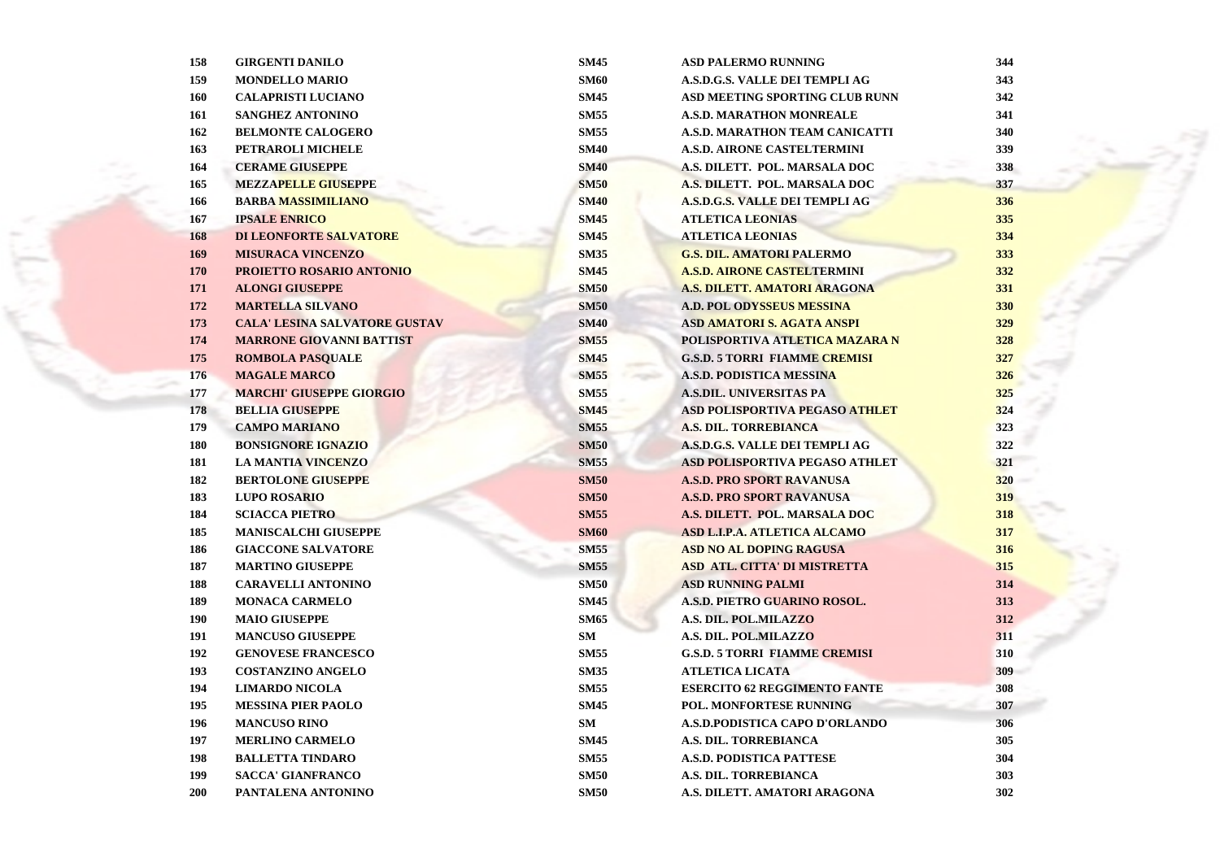| | | | | |
|---|---|---|---|---|
| 158 | GIRGENTI DANILO | SM45 | ASD PALERMO RUNNING | 344 |
| 159 | MONDELLO MARIO | SM60 | A.S.D.G.S. VALLE DEI TEMPLI AG | 343 |
| 160 | CALAPRISTI LUCIANO | SM45 | ASD MEETING SPORTING CLUB RUNN | 342 |
| 161 | SANGHEZ ANTONINO | SM55 | A.S.D. MARATHON MONREALE | 341 |
| 162 | BELMONTE CALOGERO | SM55 | A.S.D. MARATHON TEAM CANICATTI | 340 |
| 163 | PETRAROLI MICHELE | SM40 | A.S.D. AIRONE CASTELTERMINI | 339 |
| 164 | CERAME GIUSEPPE | SM40 | A.S. DILETT. POL. MARSALA DOC | 338 |
| 165 | MEZZAPELLE GIUSEPPE | SM50 | A.S. DILETT. POL. MARSALA DOC | 337 |
| 166 | BARBA MASSIMILIANO | SM40 | A.S.D.G.S. VALLE DEI TEMPLI AG | 336 |
| 167 | IPSALE ENRICO | SM45 | ATLETICA LEONIAS | 335 |
| 168 | DI LEONFORTE SALVATORE | SM45 | ATLETICA LEONIAS | 334 |
| 169 | MISURACA VINCENZO | SM35 | G.S. DIL. AMATORI PALERMO | 333 |
| 170 | PROIETTO ROSARIO ANTONIO | SM45 | A.S.D. AIRONE CASTELTERMINI | 332 |
| 171 | ALONGI GIUSEPPE | SM50 | A.S. DILETT. AMATORI ARAGONA | 331 |
| 172 | MARTELLA SILVANO | SM50 | A.D. POL ODYSSEUS MESSINA | 330 |
| 173 | CALA' LESINA SALVATORE GUSTAV | SM40 | ASD AMATORI S. AGATA ANSPI | 329 |
| 174 | MARRONE GIOVANNI BATTIST | SM55 | POLISPORTIVA ATLETICA MAZARA N | 328 |
| 175 | ROMBOLA PASQUALE | SM45 | G.S.D. 5 TORRI FIAMME CREMISI | 327 |
| 176 | MAGALE MARCO | SM55 | A.S.D. PODISTICA MESSINA | 326 |
| 177 | MARCHI' GIUSEPPE GIORGIO | SM55 | A.S.DIL. UNIVERSITAS PA | 325 |
| 178 | BELLIA GIUSEPPE | SM45 | ASD POLISPORTIVA PEGASO ATHLET | 324 |
| 179 | CAMPO MARIANO | SM55 | A.S. DIL. TORREBIANCA | 323 |
| 180 | BONSIGNORE IGNAZIO | SM50 | A.S.D.G.S. VALLE DEI TEMPLI AG | 322 |
| 181 | LA MANTIA VINCENZO | SM55 | ASD POLISPORTIVA PEGASO ATHLET | 321 |
| 182 | BERTOLONE GIUSEPPE | SM50 | A.S.D. PRO SPORT RAVANUSA | 320 |
| 183 | LUPO ROSARIO | SM50 | A.S.D. PRO SPORT RAVANUSA | 319 |
| 184 | SCIACCA PIETRO | SM55 | A.S. DILETT. POL. MARSALA DOC | 318 |
| 185 | MANISCALCHI GIUSEPPE | SM60 | ASD L.I.P.A. ATLETICA ALCAMO | 317 |
| 186 | GIACCONE SALVATORE | SM55 | ASD NO AL DOPING RAGUSA | 316 |
| 187 | MARTINO GIUSEPPE | SM55 | ASD ATL. CITTA' DI MISTRETTA | 315 |
| 188 | CARAVELLI ANTONINO | SM50 | ASD RUNNING PALMI | 314 |
| 189 | MONACA CARMELO | SM45 | A.S.D. PIETRO GUARINO ROSOL. | 313 |
| 190 | MAIO GIUSEPPE | SM65 | A.S. DIL. POL.MILAZZO | 312 |
| 191 | MANCUSO GIUSEPPE | SM | A.S. DIL. POL.MILAZZO | 311 |
| 192 | GENOVESE FRANCESCO | SM55 | G.S.D. 5 TORRI FIAMME CREMISI | 310 |
| 193 | COSTANZINO ANGELO | SM35 | ATLETICA LICATA | 309 |
| 194 | LIMARDO NICOLA | SM55 | ESERCITO 62 REGGIMENTO FANTE | 308 |
| 195 | MESSINA PIER PAOLO | SM45 | POL. MONFORTESE RUNNING | 307 |
| 196 | MANCUSO RINO | SM | A.S.D.PODISTICA CAPO D'ORLANDO | 306 |
| 197 | MERLINO CARMELO | SM45 | A.S. DIL. TORREBIANCA | 305 |
| 198 | BALLETTA TINDARO | SM55 | A.S.D. PODISTICA PATTESE | 304 |
| 199 | SACCA' GIANFRANCO | SM50 | A.S. DIL. TORREBIANCA | 303 |
| 200 | PANTALENA ANTONINO | SM50 | A.S. DILETT. AMATORI ARAGONA | 302 |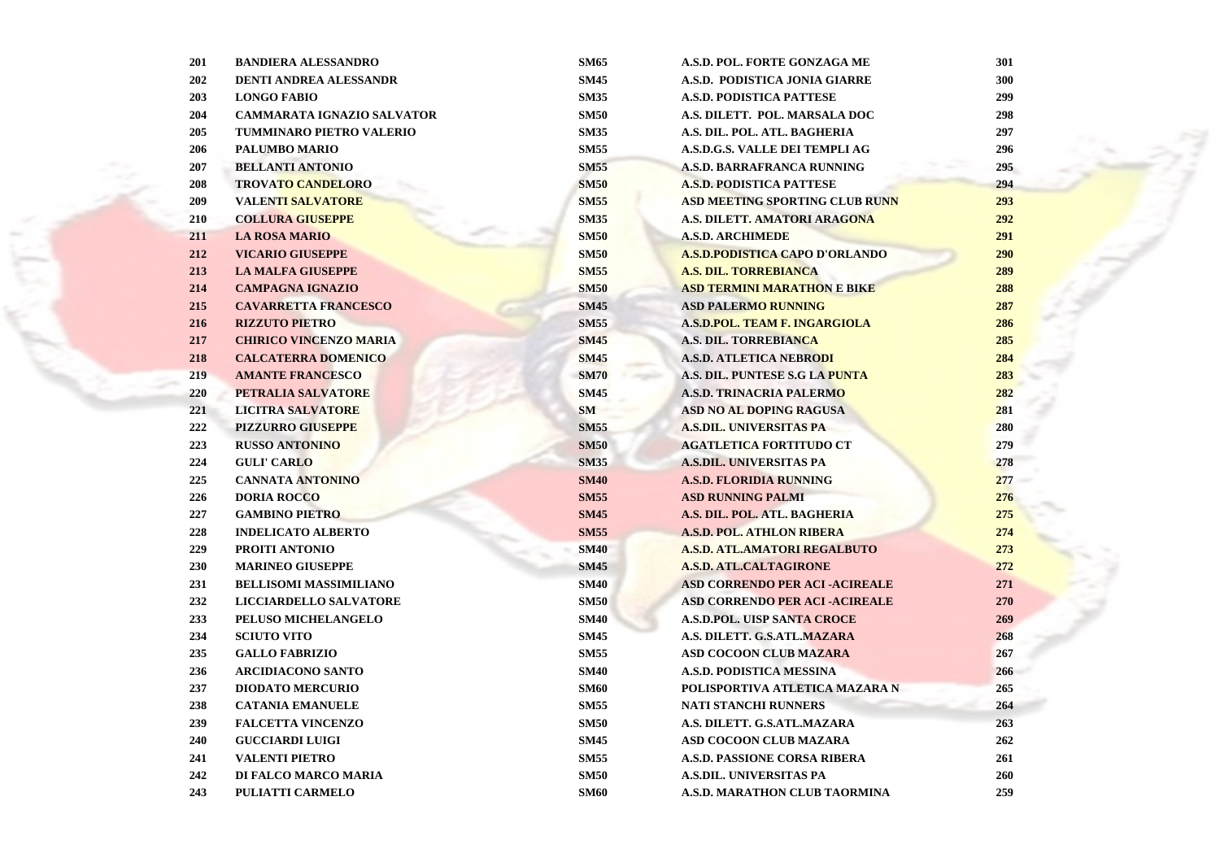| | | | | |
|---|---|---|---|---|
| 201 | BANDIERA ALESSANDRO | SM65 | A.S.D. POL. FORTE GONZAGA ME | 301 |
| 202 | DENTI ANDREA ALESSANDR | SM45 | A.S.D. PODISTICA JONIA GIARRE | 300 |
| 203 | LONGO FABIO | SM35 | A.S.D. PODISTICA PATTESE | 299 |
| 204 | CAMMARATA IGNAZIO SALVATOR | SM50 | A.S. DILETT. POL. MARSALA DOC | 298 |
| 205 | TUMMINARO PIETRO VALERIO | SM35 | A.S. DIL. POL. ATL. BAGHERIA | 297 |
| 206 | PALUMBO MARIO | SM55 | A.S.D.G.S. VALLE DEI TEMPLI AG | 296 |
| 207 | BELLANTI ANTONIO | SM55 | A.S.D. BARRAFRANCA RUNNING | 295 |
| 208 | TROVATO CANDELORO | SM50 | A.S.D. PODISTICA PATTESE | 294 |
| 209 | VALENTI SALVATORE | SM55 | ASD MEETING SPORTING CLUB RUNN | 293 |
| 210 | COLLURA GIUSEPPE | SM35 | A.S. DILETT. AMATORI ARAGONA | 292 |
| 211 | LA ROSA MARIO | SM50 | A.S.D. ARCHIMEDE | 291 |
| 212 | VICARIO GIUSEPPE | SM50 | A.S.D.PODISTICA CAPO D'ORLANDO | 290 |
| 213 | LA MALFA GIUSEPPE | SM55 | A.S. DIL. TORREBIANCA | 289 |
| 214 | CAMPAGNA IGNAZIO | SM50 | ASD TERMINI MARATHON E BIKE | 288 |
| 215 | CAVARRETTA FRANCESCO | SM45 | ASD PALERMO RUNNING | 287 |
| 216 | RIZZUTO PIETRO | SM55 | A.S.D.POL. TEAM F. INGARGIOLA | 286 |
| 217 | CHIRICO VINCENZO MARIA | SM45 | A.S. DIL. TORREBIANCA | 285 |
| 218 | CALCATERRA DOMENICO | SM45 | A.S.D. ATLETICA NEBRODI | 284 |
| 219 | AMANTE FRANCESCO | SM70 | A.S. DIL. PUNTESE S.G LA PUNTA | 283 |
| 220 | PETRALIA SALVATORE | SM45 | A.S.D. TRINACRIA PALERMO | 282 |
| 221 | LICITRA SALVATORE | SM | ASD NO AL DOPING RAGUSA | 281 |
| 222 | PIZZURRO GIUSEPPE | SM55 | A.S.DIL. UNIVERSITAS PA | 280 |
| 223 | RUSSO ANTONINO | SM50 | AGATLETICA FORTITUDO CT | 279 |
| 224 | GULI' CARLO | SM35 | A.S.DIL. UNIVERSITAS PA | 278 |
| 225 | CANNATA ANTONINO | SM40 | A.S.D. FLORIDIA RUNNING | 277 |
| 226 | DORIA ROCCO | SM55 | ASD RUNNING PALMI | 276 |
| 227 | GAMBINO PIETRO | SM45 | A.S. DIL. POL. ATL. BAGHERIA | 275 |
| 228 | INDELICATO ALBERTO | SM55 | A.S.D. POL. ATHLON RIBERA | 274 |
| 229 | PROITI ANTONIO | SM40 | A.S.D. ATL.AMATORI REGALBUTO | 273 |
| 230 | MARINEO GIUSEPPE | SM45 | A.S.D. ATL.CALTAGIRONE | 272 |
| 231 | BELLISOMI MASSIMILIANO | SM40 | ASD CORRENDO PER ACI -ACIREALE | 271 |
| 232 | LICCIARDELLO SALVATORE | SM50 | ASD CORRENDO PER ACI -ACIREALE | 270 |
| 233 | PELUSO MICHELANGELO | SM40 | A.S.D.POL. UISP SANTA CROCE | 269 |
| 234 | SCIUTO VITO | SM45 | A.S. DILETT. G.S.ATL.MAZARA | 268 |
| 235 | GALLO FABRIZIO | SM55 | ASD COCOON CLUB MAZARA | 267 |
| 236 | ARCIDIACONO SANTO | SM40 | A.S.D. PODISTICA MESSINA | 266 |
| 237 | DIODATO MERCURIO | SM60 | POLISPORTIVA ATLETICA MAZARA N | 265 |
| 238 | CATANIA EMANUELE | SM55 | NATI STANCHI RUNNERS | 264 |
| 239 | FALCETTA VINCENZO | SM50 | A.S. DILETT. G.S.ATL.MAZARA | 263 |
| 240 | GUCCIARDI LUIGI | SM45 | ASD COCOON CLUB MAZARA | 262 |
| 241 | VALENTI PIETRO | SM55 | A.S.D. PASSIONE CORSA RIBERA | 261 |
| 242 | DI FALCO MARCO MARIA | SM50 | A.S.DIL. UNIVERSITAS PA | 260 |
| 243 | PULIATTI CARMELO | SM60 | A.S.D. MARATHON CLUB TAORMINA | 259 |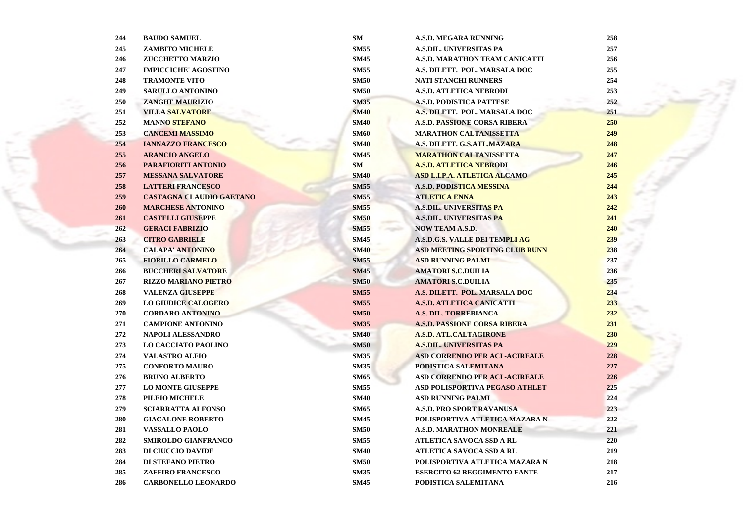| | | | | |
|---|---|---|---|---|
| 244 | BAUDO SAMUEL | SM | A.S.D. MEGARA RUNNING | 258 |
| 245 | ZAMBITO MICHELE | SM55 | A.S.DIL. UNIVERSITAS PA | 257 |
| 246 | ZUCCHETTO MARZIO | SM45 | A.S.D. MARATHON TEAM CANICATTI | 256 |
| 247 | IMPICCICHE' AGOSTINO | SM55 | A.S. DILETT. POL. MARSALA DOC | 255 |
| 248 | TRAMONTE VITO | SM50 | NATI STANCHI RUNNERS | 254 |
| 249 | SARULLO ANTONINO | SM50 | A.S.D. ATLETICA NEBRODI | 253 |
| 250 | ZANGHI' MAURIZIO | SM35 | A.S.D. PODISTICA PATTESE | 252 |
| 251 | VILLA SALVATORE | SM40 | A.S. DILETT. POL. MARSALA DOC | 251 |
| 252 | MANNO STEFANO | SM40 | A.S.D. PASSIONE CORSA RIBERA | 250 |
| 253 | CANCEMI MASSIMO | SM60 | MARATHON CALTANISSETTA | 249 |
| 254 | IANNAZZO FRANCESCO | SM40 | A.S. DILETT. G.S.ATL.MAZARA | 248 |
| 255 | ARANCIO ANGELO | SM45 | MARATHON CALTANISSETTA | 247 |
| 256 | PARAFIORITI ANTONIO | SM | A.S.D. ATLETICA NEBRODI | 246 |
| 257 | MESSANA SALVATORE | SM40 | ASD L.I.P.A. ATLETICA ALCAMO | 245 |
| 258 | LATTERI FRANCESCO | SM55 | A.S.D. PODISTICA MESSINA | 244 |
| 259 | CASTAGNA CLAUDIO GAETANO | SM55 | ATLETICA ENNA | 243 |
| 260 | MARCHESE ANTONINO | SM55 | A.S.DIL. UNIVERSITAS PA | 242 |
| 261 | CASTELLI GIUSEPPE | SM50 | A.S.DIL. UNIVERSITAS PA | 241 |
| 262 | GERACI FABRIZIO | SM55 | NOW TEAM A.S.D. | 240 |
| 263 | CITRO GABRIELE | SM45 | A.S.D.G.S. VALLE DEI TEMPLI AG | 239 |
| 264 | CALAPA' ANTONINO | SM40 | ASD MEETING SPORTING CLUB RUNN | 238 |
| 265 | FIORILLO CARMELO | SM55 | ASD RUNNING PALMI | 237 |
| 266 | BUCCHERI SALVATORE | SM45 | AMATORI S.C.DUILIA | 236 |
| 267 | RIZZO MARIANO PIETRO | SM50 | AMATORI S.C.DUILIA | 235 |
| 268 | VALENZA GIUSEPPE | SM55 | A.S. DILETT. POL. MARSALA DOC | 234 |
| 269 | LO GIUDICE CALOGERO | SM55 | A.S.D. ATLETICA CANICATTI | 233 |
| 270 | CORDARO ANTONINO | SM50 | A.S. DIL. TORREBIANCA | 232 |
| 271 | CAMPIONE ANTONINO | SM35 | A.S.D. PASSIONE CORSA RIBERA | 231 |
| 272 | NAPOLI ALESSANDRO | SM40 | A.S.D. ATL.CALTAGIRONE | 230 |
| 273 | LO CACCIATO PAOLINO | SM50 | A.S.DIL. UNIVERSITAS PA | 229 |
| 274 | VALASTRO ALFIO | SM35 | ASD CORRENDO PER ACI -ACIREALE | 228 |
| 275 | CONFORTO MAURO | SM35 | PODISTICA SALEMITANA | 227 |
| 276 | BRUNO ALBERTO | SM65 | ASD CORRENDO PER ACI -ACIREALE | 226 |
| 277 | LO MONTE GIUSEPPE | SM55 | ASD POLISPORTIVA PEGASO ATHLET | 225 |
| 278 | PILEIO MICHELE | SM40 | ASD RUNNING PALMI | 224 |
| 279 | SCIARRATTA ALFONSO | SM65 | A.S.D. PRO SPORT RAVANUSA | 223 |
| 280 | GIACALONE ROBERTO | SM45 | POLISPORTIVA ATLETICA MAZARA N | 222 |
| 281 | VASSALLO PAOLO | SM50 | A.S.D. MARATHON MONREALE | 221 |
| 282 | SMIROLDO GIANFRANCO | SM55 | ATLETICA SAVOCA SSD A RL | 220 |
| 283 | DI CIUCCIO DAVIDE | SM40 | ATLETICA SAVOCA SSD A RL | 219 |
| 284 | DI STEFANO PIETRO | SM50 | POLISPORTIVA ATLETICA MAZARA N | 218 |
| 285 | ZAFFIRO FRANCESCO | SM35 | ESERCITO 62 REGGIMENTO FANTE | 217 |
| 286 | CARBONELLO LEONARDO | SM45 | PODISTICA SALEMITANA | 216 |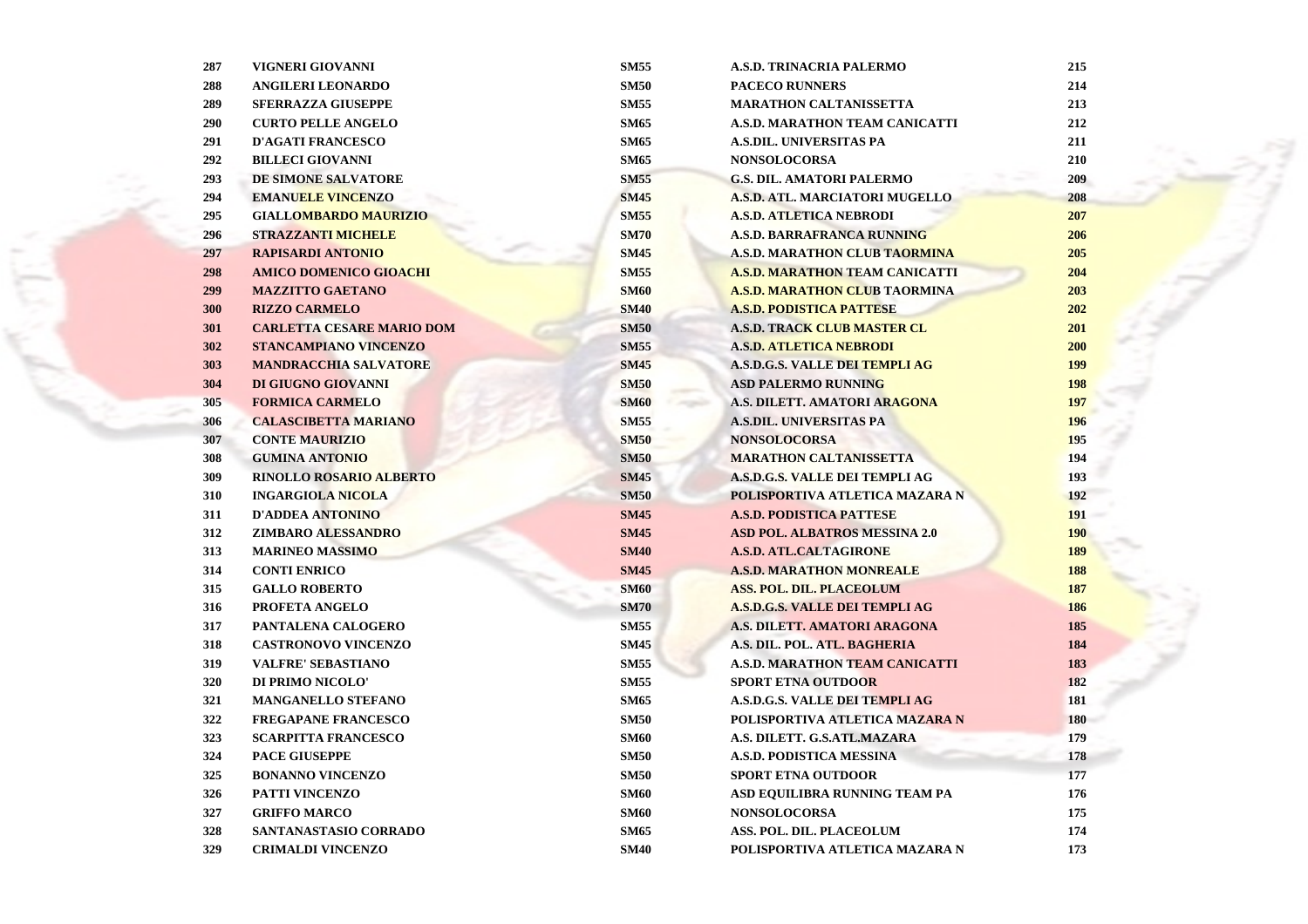| | | | | |
|---|---|---|---|---|
| 287 | VIGNERI GIOVANNI | SM55 | A.S.D. TRINACRIA PALERMO | 215 |
| 288 | ANGILERI LEONARDO | SM50 | PACECO RUNNERS | 214 |
| 289 | SFERRAZZA GIUSEPPE | SM55 | MARATHON CALTANISSETTA | 213 |
| 290 | CURTO PELLE ANGELO | SM65 | A.S.D. MARATHON TEAM CANICATTI | 212 |
| 291 | D'AGATI FRANCESCO | SM65 | A.S.DIL. UNIVERSITAS PA | 211 |
| 292 | BILLECI GIOVANNI | SM65 | NONSOLOCORSA | 210 |
| 293 | DE SIMONE SALVATORE | SM55 | G.S. DIL. AMATORI PALERMO | 209 |
| 294 | EMANUELE VINCENZO | SM45 | A.S.D. ATL. MARCIATORI MUGELLO | 208 |
| 295 | GIALLOMBARDO MAURIZIO | SM55 | A.S.D. ATLETICA NEBRODI | 207 |
| 296 | STRAZZANTI MICHELE | SM70 | A.S.D. BARRAFRANCA RUNNING | 206 |
| 297 | RAPISARDI ANTONIO | SM45 | A.S.D. MARATHON CLUB TAORMINA | 205 |
| 298 | AMICO DOMENICO GIOACHI | SM55 | A.S.D. MARATHON TEAM CANICATTI | 204 |
| 299 | MAZZITTO GAETANO | SM60 | A.S.D. MARATHON CLUB TAORMINA | 203 |
| 300 | RIZZO CARMELO | SM40 | A.S.D. PODISTICA PATTESE | 202 |
| 301 | CARLETTA CESARE MARIO DOM | SM50 | A.S.D. TRACK CLUB MASTER CL | 201 |
| 302 | STANCAMPIANO VINCENZO | SM55 | A.S.D. ATLETICA NEBRODI | 200 |
| 303 | MANDRACCHIA SALVATORE | SM45 | A.S.D.G.S. VALLE DEI TEMPLI AG | 199 |
| 304 | DI GIUGNO GIOVANNI | SM50 | ASD PALERMO RUNNING | 198 |
| 305 | FORMICA CARMELO | SM60 | A.S. DILETT. AMATORI ARAGONA | 197 |
| 306 | CALASCIBETTA MARIANO | SM55 | A.S.DIL. UNIVERSITAS PA | 196 |
| 307 | CONTE MAURIZIO | SM50 | NONSOLOCORSA | 195 |
| 308 | GUMINA ANTONIO | SM50 | MARATHON CALTANISSETTA | 194 |
| 309 | RINOLLO ROSARIO ALBERTO | SM45 | A.S.D.G.S. VALLE DEI TEMPLI AG | 193 |
| 310 | INGARGIOLA NICOLA | SM50 | POLISPORTIVA ATLETICA MAZARA N | 192 |
| 311 | D'ADDEA ANTONINO | SM45 | A.S.D. PODISTICA PATTESE | 191 |
| 312 | ZIMBARO ALESSANDRO | SM45 | ASD POL. ALBATROS MESSINA 2.0 | 190 |
| 313 | MARINEO MASSIMO | SM40 | A.S.D. ATL.CALTAGIRONE | 189 |
| 314 | CONTI ENRICO | SM45 | A.S.D. MARATHON MONREALE | 188 |
| 315 | GALLO ROBERTO | SM60 | ASS. POL. DIL. PLACEOLUM | 187 |
| 316 | PROFETA ANGELO | SM70 | A.S.D.G.S. VALLE DEI TEMPLI AG | 186 |
| 317 | PANTALENA CALOGERO | SM55 | A.S. DILETT. AMATORI ARAGONA | 185 |
| 318 | CASTRONOVO VINCENZO | SM45 | A.S. DIL. POL. ATL. BAGHERIA | 184 |
| 319 | VALFRE' SEBASTIANO | SM55 | A.S.D. MARATHON TEAM CANICATTI | 183 |
| 320 | DI PRIMO NICOLO' | SM55 | SPORT ETNA OUTDOOR | 182 |
| 321 | MANGANELLO STEFANO | SM65 | A.S.D.G.S. VALLE DEI TEMPLI AG | 181 |
| 322 | FREGAPANE FRANCESCO | SM50 | POLISPORTIVA ATLETICA MAZARA N | 180 |
| 323 | SCARPITTA FRANCESCO | SM60 | A.S. DILETT. G.S.ATL.MAZARA | 179 |
| 324 | PACE GIUSEPPE | SM50 | A.S.D. PODISTICA MESSINA | 178 |
| 325 | BONANNO VINCENZO | SM50 | SPORT ETNA OUTDOOR | 177 |
| 326 | PATTI VINCENZO | SM60 | ASD EQUILIBRA RUNNING TEAM PA | 176 |
| 327 | GRIFFO MARCO | SM60 | NONSOLOCORSA | 175 |
| 328 | SANTANASTASIO CORRADO | SM65 | ASS. POL. DIL. PLACEOLUM | 174 |
| 329 | CRIMALDI VINCENZO | SM40 | POLISPORTIVA ATLETICA MAZARA N | 173 |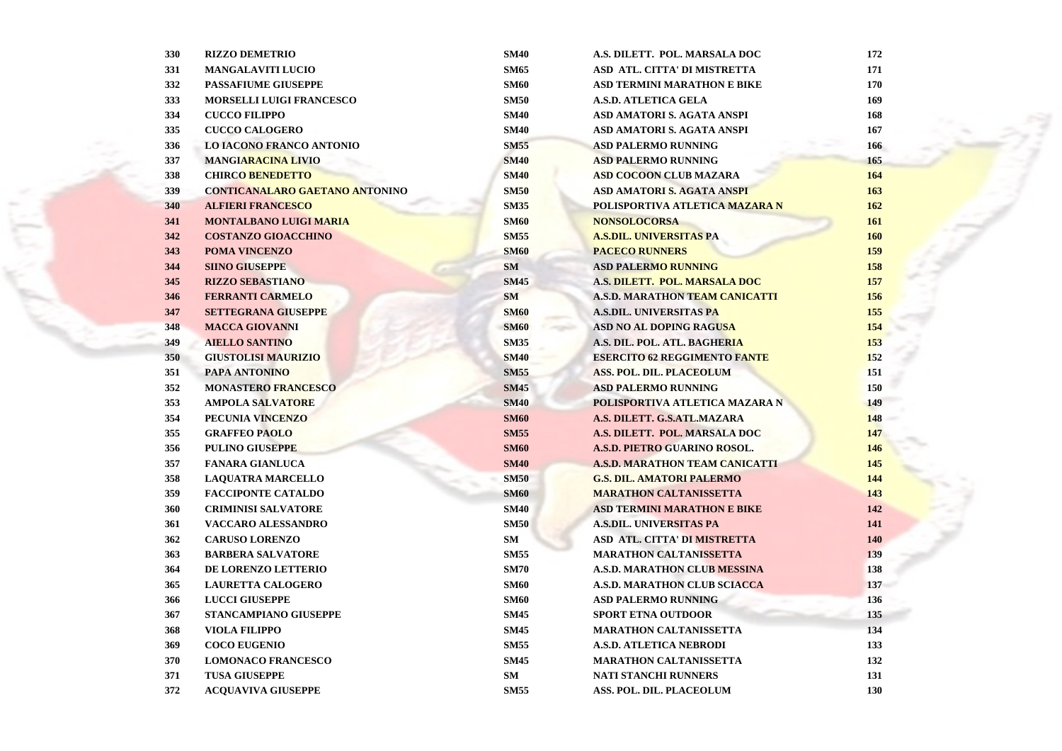| | | | | |
|---|---|---|---|---|
| 330 | RIZZO DEMETRIO | SM40 | A.S. DILETT. POL. MARSALA DOC | 172 |
| 331 | MANGALAVITI LUCIO | SM65 | ASD ATL. CITTA' DI MISTRETTA | 171 |
| 332 | PASSAFIUME GIUSEPPE | SM60 | ASD TERMINI MARATHON E BIKE | 170 |
| 333 | MORSELLI LUIGI FRANCESCO | SM50 | A.S.D. ATLETICA GELA | 169 |
| 334 | CUCCO FILIPPO | SM40 | ASD AMATORI S. AGATA ANSPI | 168 |
| 335 | CUCCO CALOGERO | SM40 | ASD AMATORI S. AGATA ANSPI | 167 |
| 336 | LO IACONO FRANCO ANTONIO | SM55 | ASD PALERMO RUNNING | 166 |
| 337 | MANGIARACINA LIVIO | SM40 | ASD PALERMO RUNNING | 165 |
| 338 | CHIRCO BENEDETTO | SM40 | ASD COCOON CLUB MAZARA | 164 |
| 339 | CONTICANALARO GAETANO ANTONINO | SM50 | ASD AMATORI S. AGATA ANSPI | 163 |
| 340 | ALFIERI FRANCESCO | SM35 | POLISPORTIVA ATLETICA MAZARA N | 162 |
| 341 | MONTALBANO LUIGI MARIA | SM60 | NONSOLOCORSA | 161 |
| 342 | COSTANZO GIOACCHINO | SM55 | A.S.DIL. UNIVERSITAS PA | 160 |
| 343 | POMA VINCENZO | SM60 | PACECO RUNNERS | 159 |
| 344 | SIINO GIUSEPPE | SM | ASD PALERMO RUNNING | 158 |
| 345 | RIZZO SEBASTIANO | SM45 | A.S. DILETT. POL. MARSALA DOC | 157 |
| 346 | FERRANTI CARMELO | SM | A.S.D. MARATHON TEAM CANICATTI | 156 |
| 347 | SETTEGRANA GIUSEPPE | SM60 | A.S.DIL. UNIVERSITAS PA | 155 |
| 348 | MACCA GIOVANNI | SM60 | ASD NO AL DOPING RAGUSA | 154 |
| 349 | AIELLO SANTINO | SM35 | A.S. DIL. POL. ATL. BAGHERIA | 153 |
| 350 | GIUSTOLISI MAURIZIO | SM40 | ESERCITO 62 REGGIMENTO FANTE | 152 |
| 351 | PAPA ANTONINO | SM55 | ASS. POL. DIL. PLACEOLUM | 151 |
| 352 | MONASTERO FRANCESCO | SM45 | ASD PALERMO RUNNING | 150 |
| 353 | AMPOLA SALVATORE | SM40 | POLISPORTIVA ATLETICA MAZARA N | 149 |
| 354 | PECUNIA VINCENZO | SM60 | A.S. DILETT. G.S.ATL.MAZARA | 148 |
| 355 | GRAFFEO PAOLO | SM55 | A.S. DILETT. POL. MARSALA DOC | 147 |
| 356 | PULINO GIUSEPPE | SM60 | A.S.D. PIETRO GUARINO ROSOL. | 146 |
| 357 | FANARA GIANLUCA | SM40 | A.S.D. MARATHON TEAM CANICATTI | 145 |
| 358 | LAQUATRA MARCELLO | SM50 | G.S. DIL. AMATORI PALERMO | 144 |
| 359 | FACCIPONTE CATALDO | SM60 | MARATHON CALTANISSETTA | 143 |
| 360 | CRIMINISI SALVATORE | SM40 | ASD TERMINI MARATHON E BIKE | 142 |
| 361 | VACCARO ALESSANDRO | SM50 | A.S.DIL. UNIVERSITAS PA | 141 |
| 362 | CARUSO LORENZO | SM | ASD ATL. CITTA' DI MISTRETTA | 140 |
| 363 | BARBERA SALVATORE | SM55 | MARATHON CALTANISSETTA | 139 |
| 364 | DE LORENZO LETTERIO | SM70 | A.S.D. MARATHON CLUB MESSINA | 138 |
| 365 | LAURETTA CALOGERO | SM60 | A.S.D. MARATHON CLUB SCIACCA | 137 |
| 366 | LUCCI GIUSEPPE | SM60 | ASD PALERMO RUNNING | 136 |
| 367 | STANCAMPIANO GIUSEPPE | SM45 | SPORT ETNA OUTDOOR | 135 |
| 368 | VIOLA FILIPPO | SM45 | MARATHON CALTANISSETTA | 134 |
| 369 | COCO EUGENIO | SM55 | A.S.D. ATLETICA NEBRODI | 133 |
| 370 | LOMONACO FRANCESCO | SM45 | MARATHON CALTANISSETTA | 132 |
| 371 | TUSA GIUSEPPE | SM | NATI STANCHI RUNNERS | 131 |
| 372 | ACQUAVIVA GIUSEPPE | SM55 | ASS. POL. DIL. PLACEOLUM | 130 |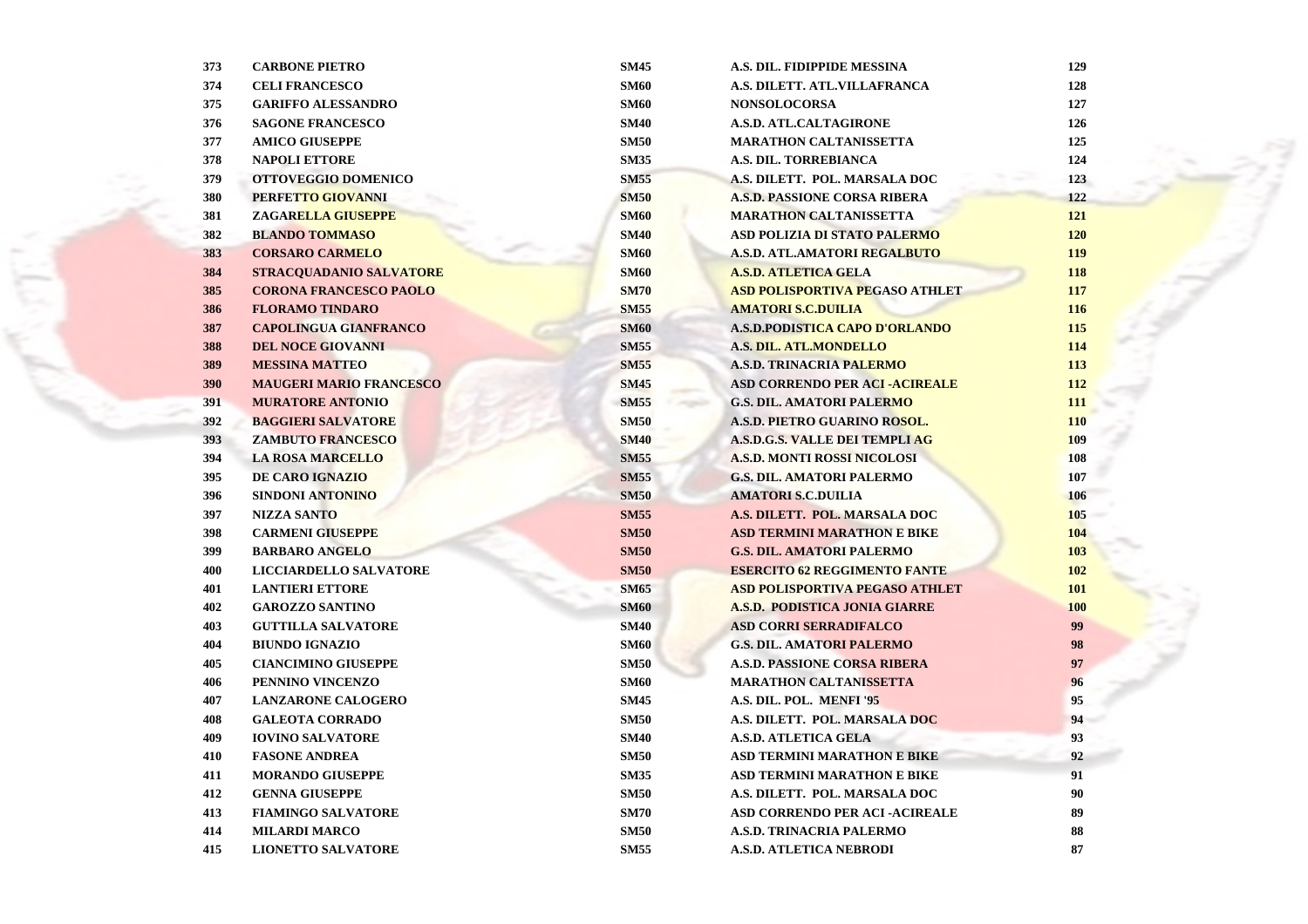| | | | | |
|---|---|---|---|---|
| 373 | CARBONE PIETRO | SM45 | A.S. DIL. FIDIPPIDE MESSINA | 129 |
| 374 | CELI FRANCESCO | SM60 | A.S. DILETT. ATL.VILLAFRANCA | 128 |
| 375 | GARIFFO ALESSANDRO | SM60 | NONSOLOCORSA | 127 |
| 376 | SAGONE FRANCESCO | SM40 | A.S.D. ATL.CALTAGIRONE | 126 |
| 377 | AMICO GIUSEPPE | SM50 | MARATHON CALTANISSETTA | 125 |
| 378 | NAPOLI ETTORE | SM35 | A.S. DIL. TORREBIANCA | 124 |
| 379 | OTTOVEGGIO DOMENICO | SM55 | A.S. DILETT. POL. MARSALA DOC | 123 |
| 380 | PERFETTO GIOVANNI | SM50 | A.S.D. PASSIONE CORSA RIBERA | 122 |
| 381 | ZAGARELLA GIUSEPPE | SM60 | MARATHON CALTANISSETTA | 121 |
| 382 | BLANDO TOMMASO | SM40 | ASD POLIZIA DI STATO PALERMO | 120 |
| 383 | CORSARO CARMELO | SM60 | A.S.D. ATL.AMATORI REGALBUTO | 119 |
| 384 | STRACQUADANIO SALVATORE | SM60 | A.S.D. ATLETICA GELA | 118 |
| 385 | CORONA FRANCESCO PAOLO | SM70 | ASD POLISPORTIVA PEGASO ATHLET | 117 |
| 386 | FLORAMO TINDARO | SM55 | AMATORI S.C.DUILIA | 116 |
| 387 | CAPOLINGUA GIANFRANCO | SM60 | A.S.D.PODISTICA CAPO D'ORLANDO | 115 |
| 388 | DEL NOCE GIOVANNI | SM55 | A.S. DIL. ATL.MONDELLO | 114 |
| 389 | MESSINA MATTEO | SM55 | A.S.D. TRINACRIA PALERMO | 113 |
| 390 | MAUGERI MARIO FRANCESCO | SM45 | ASD CORRENDO PER ACI -ACIREALE | 112 |
| 391 | MURATORE ANTONIO | SM55 | G.S. DIL. AMATORI PALERMO | 111 |
| 392 | BAGGIERI SALVATORE | SM50 | A.S.D. PIETRO GUARINO ROSOL. | 110 |
| 393 | ZAMBUTO FRANCESCO | SM40 | A.S.D.G.S. VALLE DEI TEMPLI AG | 109 |
| 394 | LA ROSA MARCELLO | SM55 | A.S.D. MONTI ROSSI NICOLOSI | 108 |
| 395 | DE CARO IGNAZIO | SM55 | G.S. DIL. AMATORI PALERMO | 107 |
| 396 | SINDONI ANTONINO | SM50 | AMATORI S.C.DUILIA | 106 |
| 397 | NIZZA SANTO | SM55 | A.S. DILETT. POL. MARSALA DOC | 105 |
| 398 | CARMENI GIUSEPPE | SM50 | ASD TERMINI MARATHON E BIKE | 104 |
| 399 | BARBARO ANGELO | SM50 | G.S. DIL. AMATORI PALERMO | 103 |
| 400 | LICCIARDELLO SALVATORE | SM50 | ESERCITO 62 REGGIMENTO FANTE | 102 |
| 401 | LANTIERI ETTORE | SM65 | ASD POLISPORTIVA PEGASO ATHLET | 101 |
| 402 | GAROZZO SANTINO | SM60 | A.S.D. PODISTICA JONIA GIARRE | 100 |
| 403 | GUTTILLA SALVATORE | SM40 | ASD CORRI SERRADIFALCO | 99 |
| 404 | BIUNDO IGNAZIO | SM60 | G.S. DIL. AMATORI PALERMO | 98 |
| 405 | CIANCIMINO GIUSEPPE | SM50 | A.S.D. PASSIONE CORSA RIBERA | 97 |
| 406 | PENNINO VINCENZO | SM60 | MARATHON CALTANISSETTA | 96 |
| 407 | LANZARONE CALOGERO | SM45 | A.S. DIL. POL. MENFI '95 | 95 |
| 408 | GALEOTA CORRADO | SM50 | A.S. DILETT. POL. MARSALA DOC | 94 |
| 409 | IOVINO SALVATORE | SM40 | A.S.D. ATLETICA GELA | 93 |
| 410 | FASONE ANDREA | SM50 | ASD TERMINI MARATHON E BIKE | 92 |
| 411 | MORANDO GIUSEPPE | SM35 | ASD TERMINI MARATHON E BIKE | 91 |
| 412 | GENNA GIUSEPPE | SM50 | A.S. DILETT. POL. MARSALA DOC | 90 |
| 413 | FIAMINGO SALVATORE | SM70 | ASD CORRENDO PER ACI -ACIREALE | 89 |
| 414 | MILARDI MARCO | SM50 | A.S.D. TRINACRIA PALERMO | 88 |
| 415 | LIONETTO SALVATORE | SM55 | A.S.D. ATLETICA NEBRODI | 87 |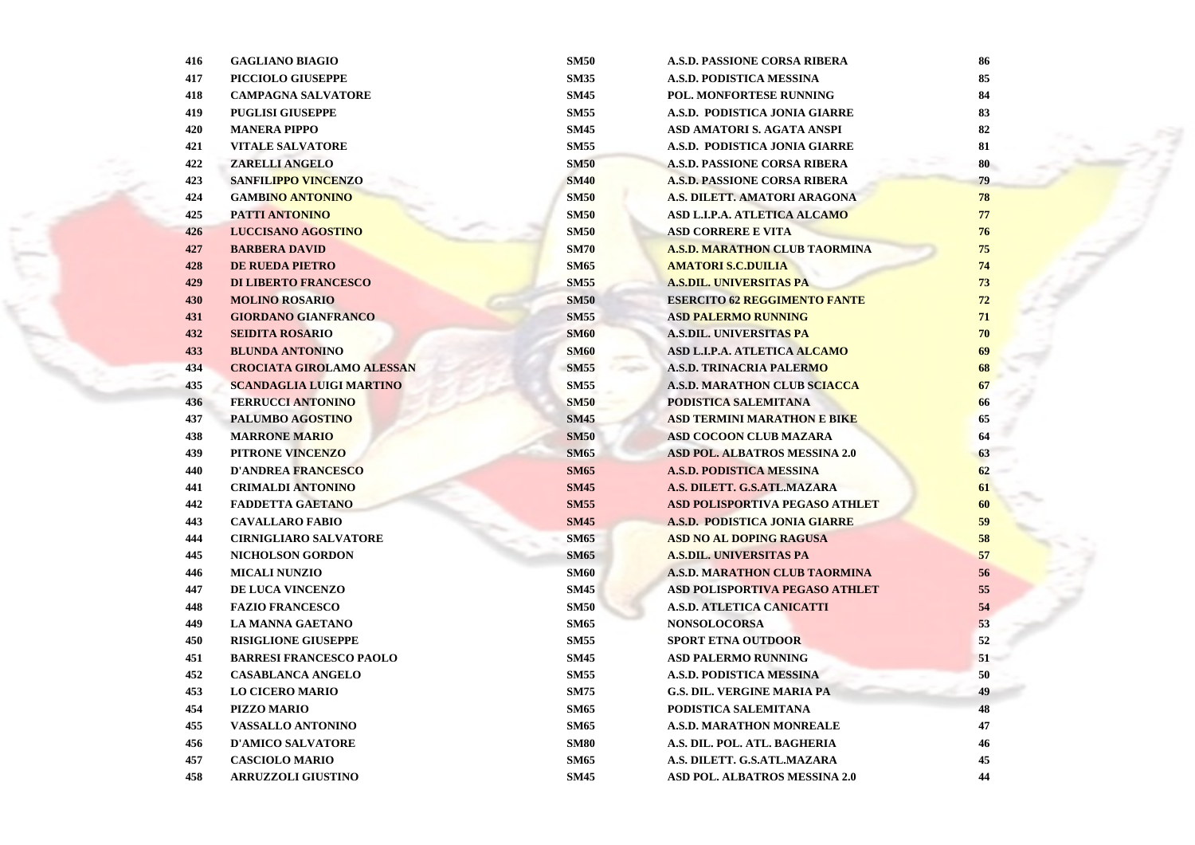| | | | | |
|---|---|---|---|---|
| 416 | GAGLIANO BIAGIO | SM50 | A.S.D. PASSIONE CORSA RIBERA | 86 |
| 417 | PICCIOLO GIUSEPPE | SM35 | A.S.D. PODISTICA MESSINA | 85 |
| 418 | CAMPAGNA SALVATORE | SM45 | POL. MONFORTESE RUNNING | 84 |
| 419 | PUGLISI GIUSEPPE | SM55 | A.S.D. PODISTICA JONIA GIARRE | 83 |
| 420 | MANERA PIPPO | SM45 | ASD AMATORI S. AGATA ANSPI | 82 |
| 421 | VITALE SALVATORE | SM55 | A.S.D. PODISTICA JONIA GIARRE | 81 |
| 422 | ZARELLI ANGELO | SM50 | A.S.D. PASSIONE CORSA RIBERA | 80 |
| 423 | SANFILIPPO VINCENZO | SM40 | A.S.D. PASSIONE CORSA RIBERA | 79 |
| 424 | GAMBINO ANTONINO | SM50 | A.S. DILETT. AMATORI ARAGONA | 78 |
| 425 | PATTI ANTONINO | SM50 | ASD L.I.P.A. ATLETICA ALCAMO | 77 |
| 426 | LUCCISANO AGOSTINO | SM50 | ASD CORRERE E VITA | 76 |
| 427 | BARBERA DAVID | SM70 | A.S.D. MARATHON CLUB TAORMINA | 75 |
| 428 | DE RUEDA PIETRO | SM65 | AMATORI S.C.DUILIA | 74 |
| 429 | DI LIBERTO FRANCESCO | SM55 | A.S.DIL. UNIVERSITAS PA | 73 |
| 430 | MOLINO ROSARIO | SM50 | ESERCITO 62 REGGIMENTO FANTE | 72 |
| 431 | GIORDANO GIANFRANCO | SM55 | ASD PALERMO RUNNING | 71 |
| 432 | SEIDITA ROSARIO | SM60 | A.S.DIL. UNIVERSITAS PA | 70 |
| 433 | BLUNDA ANTONINO | SM60 | ASD L.I.P.A. ATLETICA ALCAMO | 69 |
| 434 | CROCIATA GIROLAMO ALESSAN | SM55 | A.S.D. TRINACRIA PALERMO | 68 |
| 435 | SCANDAGLIA LUIGI MARTINO | SM55 | A.S.D. MARATHON CLUB SCIACCA | 67 |
| 436 | FERRUCCI ANTONINO | SM50 | PODISTICA SALEMITANA | 66 |
| 437 | PALUMBO AGOSTINO | SM45 | ASD TERMINI MARATHON E BIKE | 65 |
| 438 | MARRONE MARIO | SM50 | ASD COCOON CLUB MAZARA | 64 |
| 439 | PITRONE VINCENZO | SM65 | ASD POL. ALBATROS MESSINA 2.0 | 63 |
| 440 | D'ANDREA FRANCESCO | SM65 | A.S.D. PODISTICA MESSINA | 62 |
| 441 | CRIMALDI ANTONINO | SM45 | A.S. DILETT. G.S.ATL.MAZARA | 61 |
| 442 | FADDETTA GAETANO | SM55 | ASD POLISPORTIVA PEGASO ATHLET | 60 |
| 443 | CAVALLARO FABIO | SM45 | A.S.D. PODISTICA JONIA GIARRE | 59 |
| 444 | CIRNIGLIARO SALVATORE | SM65 | ASD NO AL DOPING RAGUSA | 58 |
| 445 | NICHOLSON GORDON | SM65 | A.S.DIL. UNIVERSITAS PA | 57 |
| 446 | MICALI NUNZIO | SM60 | A.S.D. MARATHON CLUB TAORMINA | 56 |
| 447 | DE LUCA VINCENZO | SM45 | ASD POLISPORTIVA PEGASO ATHLET | 55 |
| 448 | FAZIO FRANCESCO | SM50 | A.S.D. ATLETICA CANICATTI | 54 |
| 449 | LA MANNA GAETANO | SM65 | NONSOLOCORSA | 53 |
| 450 | RISIGLIONE GIUSEPPE | SM55 | SPORT ETNA OUTDOOR | 52 |
| 451 | BARRESI FRANCESCO PAOLO | SM45 | ASD PALERMO RUNNING | 51 |
| 452 | CASABLANCA ANGELO | SM55 | A.S.D. PODISTICA MESSINA | 50 |
| 453 | LO CICERO MARIO | SM75 | G.S. DIL. VERGINE MARIA PA | 49 |
| 454 | PIZZO MARIO | SM65 | PODISTICA SALEMITANA | 48 |
| 455 | VASSALLO ANTONINO | SM65 | A.S.D. MARATHON MONREALE | 47 |
| 456 | D'AMICO SALVATORE | SM80 | A.S. DIL. POL. ATL. BAGHERIA | 46 |
| 457 | CASCIOLO MARIO | SM65 | A.S. DILETT. G.S.ATL.MAZARA | 45 |
| 458 | ARRUZZOLI GIUSTINO | SM45 | ASD POL. ALBATROS MESSINA 2.0 | 44 |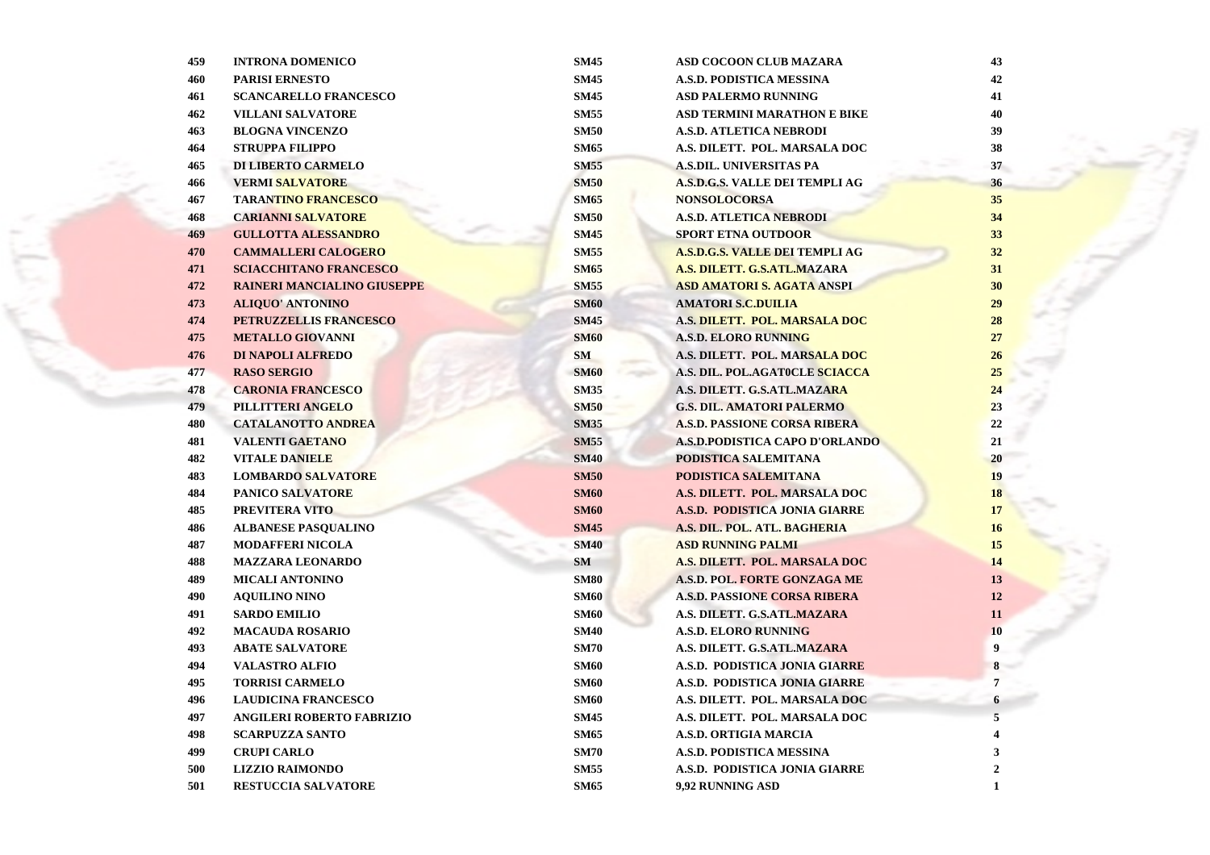| | | | | |
|---|---|---|---|---|
| 459 | INTRONA DOMENICO | SM45 | ASD COCOON CLUB MAZARA | 43 |
| 460 | PARISI ERNESTO | SM45 | A.S.D. PODISTICA MESSINA | 42 |
| 461 | SCANCARELLO FRANCESCO | SM45 | ASD PALERMO RUNNING | 41 |
| 462 | VILLANI SALVATORE | SM55 | ASD TERMINI MARATHON E BIKE | 40 |
| 463 | BLOGNA VINCENZO | SM50 | A.S.D. ATLETICA NEBRODI | 39 |
| 464 | STRUPPA FILIPPO | SM65 | A.S. DILETT. POL. MARSALA DOC | 38 |
| 465 | DI LIBERTO CARMELO | SM55 | A.S.DIL. UNIVERSITAS PA | 37 |
| 466 | VERMI SALVATORE | SM50 | A.S.D.G.S. VALLE DEI TEMPLI AG | 36 |
| 467 | TARANTINO FRANCESCO | SM65 | NONSOLOCORSA | 35 |
| 468 | CARIANNI SALVATORE | SM50 | A.S.D. ATLETICA NEBRODI | 34 |
| 469 | GULLOTTA ALESSANDRO | SM45 | SPORT ETNA OUTDOOR | 33 |
| 470 | CAMMALLERI CALOGERO | SM55 | A.S.D.G.S. VALLE DEI TEMPLI AG | 32 |
| 471 | SCIACCHITANO FRANCESCO | SM65 | A.S. DILETT. G.S.ATL.MAZARA | 31 |
| 472 | RAINERI MANCIALINO GIUSEPPE | SM55 | ASD AMATORI S. AGATA ANSPI | 30 |
| 473 | ALIQUO' ANTONINO | SM60 | AMATORI S.C.DUILIA | 29 |
| 474 | PETRUZZELLIS FRANCESCO | SM45 | A.S. DILETT. POL. MARSALA DOC | 28 |
| 475 | METALLO GIOVANNI | SM60 | A.S.D. ELORO RUNNING | 27 |
| 476 | DI NAPOLI ALFREDO | SM | A.S. DILETT. POL. MARSALA DOC | 26 |
| 477 | RASO SERGIO | SM60 | A.S. DIL. POL.AGAT0CLE SCIACCA | 25 |
| 478 | CARONIA FRANCESCO | SM35 | A.S. DILETT. G.S.ATL.MAZARA | 24 |
| 479 | PILLITTERI ANGELO | SM50 | G.S. DIL. AMATORI PALERMO | 23 |
| 480 | CATALANOTTO ANDREA | SM35 | A.S.D. PASSIONE CORSA RIBERA | 22 |
| 481 | VALENTI GAETANO | SM55 | A.S.D.PODISTICA CAPO D'ORLANDO | 21 |
| 482 | VITALE DANIELE | SM40 | PODISTICA SALEMITANA | 20 |
| 483 | LOMBARDO SALVATORE | SM50 | PODISTICA SALEMITANA | 19 |
| 484 | PANICO SALVATORE | SM60 | A.S. DILETT. POL. MARSALA DOC | 18 |
| 485 | PREVITERA VITO | SM60 | A.S.D. PODISTICA JONIA GIARRE | 17 |
| 486 | ALBANESE PASQUALINO | SM45 | A.S. DIL. POL. ATL. BAGHERIA | 16 |
| 487 | MODAFFERI NICOLA | SM40 | ASD RUNNING PALMI | 15 |
| 488 | MAZZARA LEONARDO | SM | A.S. DILETT. POL. MARSALA DOC | 14 |
| 489 | MICALI ANTONINO | SM80 | A.S.D. POL. FORTE GONZAGA ME | 13 |
| 490 | AQUILINO NINO | SM60 | A.S.D. PASSIONE CORSA RIBERA | 12 |
| 491 | SARDO EMILIO | SM60 | A.S. DILETT. G.S.ATL.MAZARA | 11 |
| 492 | MACAUDA ROSARIO | SM40 | A.S.D. ELORO RUNNING | 10 |
| 493 | ABATE SALVATORE | SM70 | A.S. DILETT. G.S.ATL.MAZARA | 9 |
| 494 | VALASTRO ALFIO | SM60 | A.S.D. PODISTICA JONIA GIARRE | 8 |
| 495 | TORRISI CARMELO | SM60 | A.S.D. PODISTICA JONIA GIARRE | 7 |
| 496 | LAUDICINA FRANCESCO | SM60 | A.S. DILETT. POL. MARSALA DOC | 6 |
| 497 | ANGILERI ROBERTO FABRIZIO | SM45 | A.S. DILETT. POL. MARSALA DOC | 5 |
| 498 | SCARPUZZA SANTO | SM65 | A.S.D. ORTIGIA MARCIA | 4 |
| 499 | CRUPI CARLO | SM70 | A.S.D. PODISTICA MESSINA | 3 |
| 500 | LIZZIO RAIMONDO | SM55 | A.S.D. PODISTICA JONIA GIARRE | 2 |
| 501 | RESTUCCIA SALVATORE | SM65 | 9,92 RUNNING ASD | 1 |